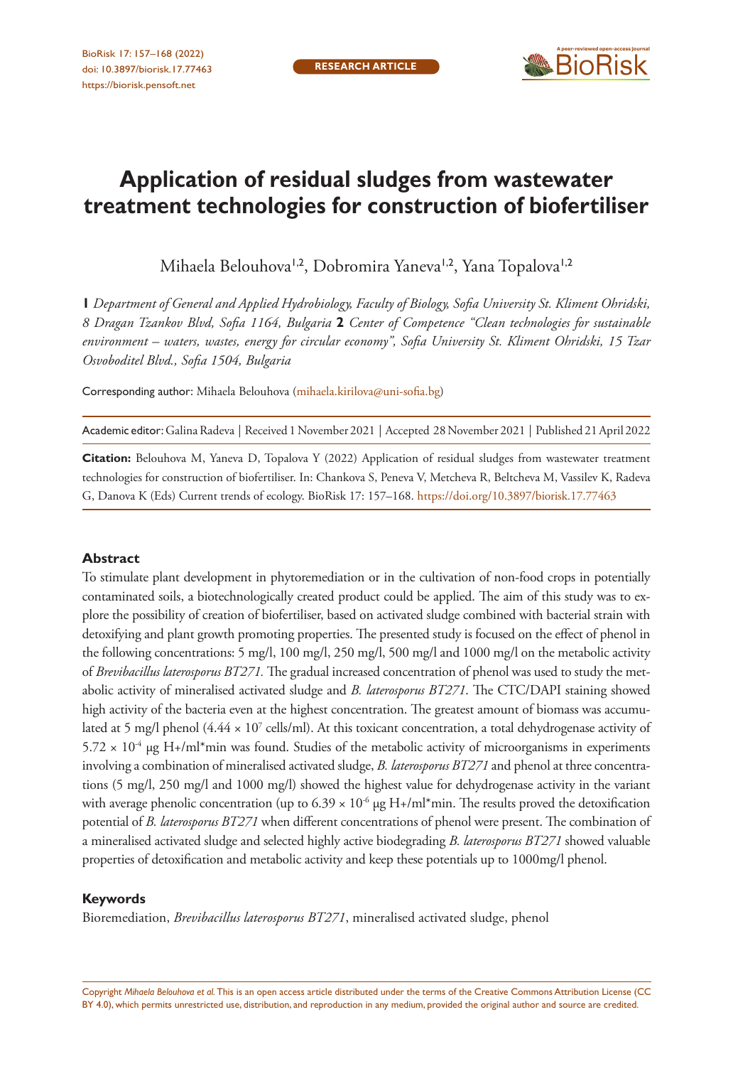# Application of residual sludges from wastewater treatment technologies for construction of biofertiliser

Mihaela Belouhova[1,2], Dobromira Yaneva[1,2], Yana Topalova[1,2]

**1** *Department of General and Applied Hydrobiology, Faculty of Biology, Sofia University St. Kliment Ohridski, 8 Dragan Tzankov Blvd, Sofia 1164, Bulgaria* **2** *Center of Competence "Clean technologies for sustainable environment – waters, wastes, energy for circular economy", Sofia University St. Kliment Ohridski, 15 Tzar Osvoboditel Blvd., Sofia 1504, Bulgaria*

Corresponding author: Mihaela Belouhova (mihaela.kirilova@uni-sofia.bg)

Academic editor: Galina Radeva | Received 1 November 2021 | Accepted 28 November 2021 | Published 21 April 2022

**Citation:** Belouhova M, Yaneva D, Topalova Y (2022) Application of residual sludges from wastewater treatment technologies for construction of biofertiliser. In: Chankova S, Peneva V, Metcheva R, Beltcheva M, Vassilev K, Radeva G, Danova K (Eds) Current trends of ecology. BioRisk 17: 157–168. https://doi.org/10.3897/biorisk.17.77463

## Abstract

To stimulate plant development in phytoremediation or in the cultivation of non-food crops in potentially contaminated soils, a biotechnologically created product could be applied. The aim of this study was to explore the possibility of creation of biofertiliser, based on activated sludge combined with bacterial strain with detoxifying and plant growth promoting properties. The presented study is focused on the effect of phenol in the following concentrations: 5 mg/l, 100 mg/l, 250 mg/l, 500 mg/l and 1000 mg/l on the metabolic activity of *Brevibacillus laterosporus BT271.* The gradual increased concentration of phenol was used to study the metabolic activity of mineralised activated sludge and *B. laterosporus BT271.* The CTC/DAPI staining showed high activity of the bacteria even at the highest concentration. The greatest amount of biomass was accumulated at 5 mg/l phenol ($4.44 \times 10^7$ cells/ml). At this toxicant concentration, a total dehydrogenase activity of $5.72 \times 10^{-4}$ μg H+/ml*min was found. Studies of the metabolic activity of microorganisms in experiments involving a combination of mineralised activated sludge, *B. laterosporus BT271* and phenol at three concentrations (5 mg/l, 250 mg/l and 1000 mg/l) showed the highest value for dehydrogenase activity in the variant with average phenolic concentration (up to $6.39 \times 10^{-6}$ μg H+/ml*min. The results proved the detoxification potential of *B. laterosporus BT271* when different concentrations of phenol were present. The combination of a mineralised activated sludge and selected highly active biodegrading *B. laterosporus BT271* showed valuable properties of detoxification and metabolic activity and keep these potentials up to 1000mg/l phenol.

## Keywords

Bioremediation, *Brevibacillus laterosporus BT271*, mineralised activated sludge, phenol

Copyright *Mihaela Belouhova et al.* This is an open access article distributed under the terms of the Creative Commons Attribution License (CC BY 4.0), which permits unrestricted use, distribution, and reproduction in any medium, provided the original author and source are credited.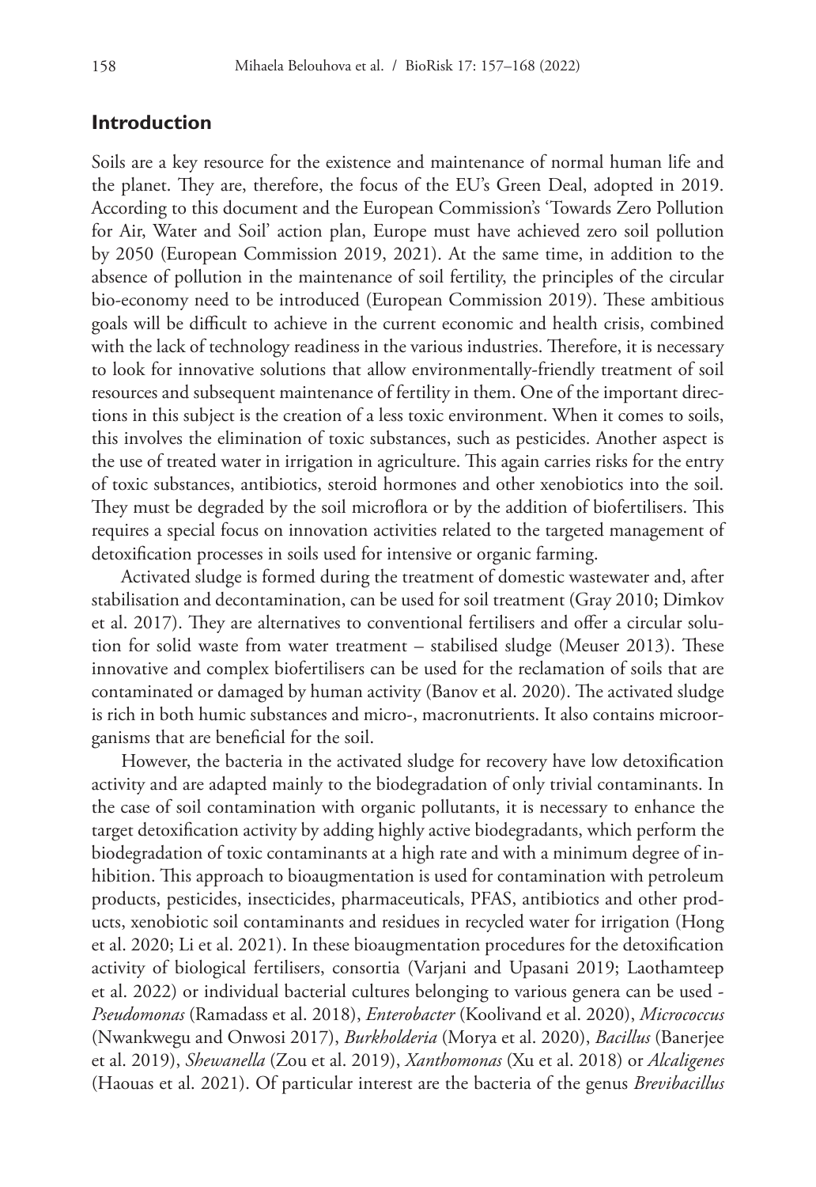## Introduction

Soils are a key resource for the existence and maintenance of normal human life and the planet. They are, therefore, the focus of the EU's Green Deal, adopted in 2019. According to this document and the European Commission's 'Towards Zero Pollution for Air, Water and Soil' action plan, Europe must have achieved zero soil pollution by 2050 (European Commission 2019, 2021). At the same time, in addition to the absence of pollution in the maintenance of soil fertility, the principles of the circular bio-economy need to be introduced (European Commission 2019). These ambitious goals will be difficult to achieve in the current economic and health crisis, combined with the lack of technology readiness in the various industries. Therefore, it is necessary to look for innovative solutions that allow environmentally-friendly treatment of soil resources and subsequent maintenance of fertility in them. One of the important directions in this subject is the creation of a less toxic environment. When it comes to soils, this involves the elimination of toxic substances, such as pesticides. Another aspect is the use of treated water in irrigation in agriculture. This again carries risks for the entry of toxic substances, antibiotics, steroid hormones and other xenobiotics into the soil. They must be degraded by the soil microflora or by the addition of biofertilisers. This requires a special focus on innovation activities related to the targeted management of detoxification processes in soils used for intensive or organic farming.

Activated sludge is formed during the treatment of domestic wastewater and, after stabilisation and decontamination, can be used for soil treatment (Gray 2010; Dimkov et al. 2017). They are alternatives to conventional fertilisers and offer a circular solution for solid waste from water treatment – stabilised sludge (Meuser 2013). These innovative and complex biofertilisers can be used for the reclamation of soils that are contaminated or damaged by human activity (Banov et al. 2020). The activated sludge is rich in both humic substances and micro-, macronutrients. It also contains microorganisms that are beneficial for the soil.

However, the bacteria in the activated sludge for recovery have low detoxification activity and are adapted mainly to the biodegradation of only trivial contaminants. In the case of soil contamination with organic pollutants, it is necessary to enhance the target detoxification activity by adding highly active biodegradants, which perform the biodegradation of toxic contaminants at a high rate and with a minimum degree of inhibition. This approach to bioaugmentation is used for contamination with petroleum products, pesticides, insecticides, pharmaceuticals, PFAS, antibiotics and other products, xenobiotic soil contaminants and residues in recycled water for irrigation (Hong et al. 2020; Li et al. 2021). In these bioaugmentation procedures for the detoxification activity of biological fertilisers, consortia (Varjani and Upasani 2019; Laothamteep et al. 2022) or individual bacterial cultures belonging to various genera can be used - *Pseudomonas* (Ramadass et al. 2018), *Enterobacter* (Koolivand et al. 2020), *Micrococcus* (Nwankwegu and Onwosi 2017), *Burkholderia* (Morya et al. 2020), *Bacillus* (Banerjee et al. 2019), *Shewanella* (Zou et al. 2019), *Xanthomonas* (Xu et al. 2018) or *Alcaligenes* (Haouas et al. 2021). Of particular interest are the bacteria of the genus *Brevibacillus*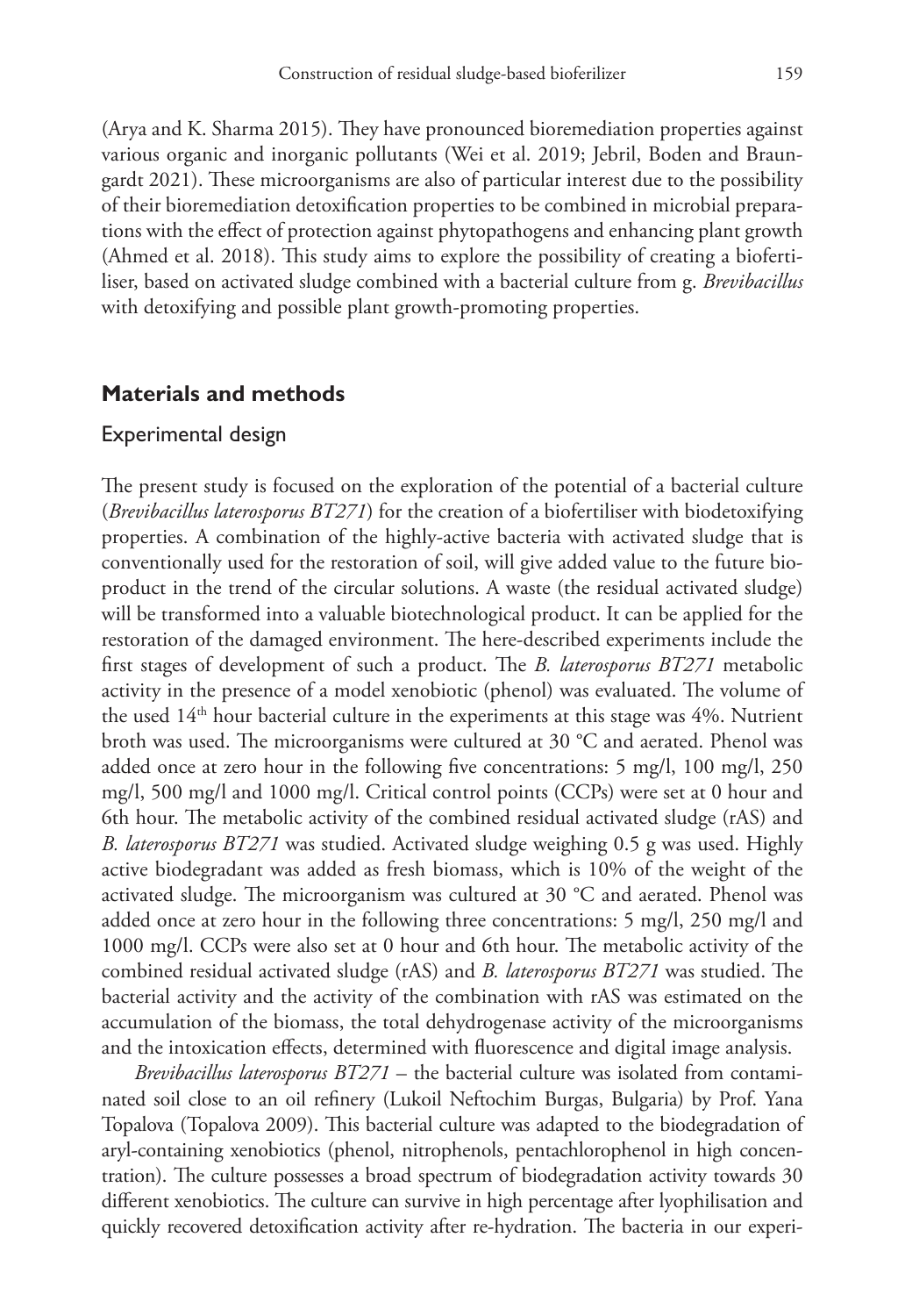(Arya and K. Sharma 2015). They have pronounced bioremediation properties against various organic and inorganic pollutants (Wei et al. 2019; Jebril, Boden and Braungardt 2021). These microorganisms are also of particular interest due to the possibility of their bioremediation detoxification properties to be combined in microbial preparations with the effect of protection against phytopathogens and enhancing plant growth (Ahmed et al. 2018). This study aims to explore the possibility of creating a biofertiliser, based on activated sludge combined with a bacterial culture from g. *Brevibacillus* with detoxifying and possible plant growth-promoting properties.

## Materials and methods

### Experimental design

The present study is focused on the exploration of the potential of a bacterial culture (*Brevibacillus laterosporus BT271*) for the creation of a biofertiliser with biodetoxifying properties. A combination of the highly-active bacteria with activated sludge that is conventionally used for the restoration of soil, will give added value to the future bioproduct in the trend of the circular solutions. A waste (the residual activated sludge) will be transformed into a valuable biotechnological product. It can be applied for the restoration of the damaged environment. The here-described experiments include the first stages of development of such a product. The *B. laterosporus BT271* metabolic activity in the presence of a model xenobiotic (phenol) was evaluated. The volume of the used $14^{th}$ hour bacterial culture in the experiments at this stage was 4%. Nutrient broth was used. The microorganisms were cultured at 30 °C and aerated. Phenol was added once at zero hour in the following five concentrations: 5 mg/l, 100 mg/l, 250 mg/l, 500 mg/l and 1000 mg/l. Critical control points (CCPs) were set at 0 hour and 6th hour. The metabolic activity of the combined residual activated sludge (rAS) and *B. laterosporus BT271* was studied. Activated sludge weighing 0.5 g was used. Highly active biodegradant was added as fresh biomass, which is 10% of the weight of the activated sludge. The microorganism was cultured at 30 °C and aerated. Phenol was added once at zero hour in the following three concentrations: 5 mg/l, 250 mg/l and 1000 mg/l. CCPs were also set at 0 hour and 6th hour. The metabolic activity of the combined residual activated sludge (rAS) and *B. laterosporus BT271* was studied. The bacterial activity and the activity of the combination with rAS was estimated on the accumulation of the biomass, the total dehydrogenase activity of the microorganisms and the intoxication effects, determined with fluorescence and digital image analysis.

*Brevibacillus laterosporus BT271* – the bacterial culture was isolated from contaminated soil close to an oil refinery (Lukoil Neftochim Burgas, Bulgaria) by Prof. Yana Topalova (Topalova 2009). This bacterial culture was adapted to the biodegradation of aryl-containing xenobiotics (phenol, nitrophenols, pentachlorophenol in high concentration). The culture possesses a broad spectrum of biodegradation activity towards 30 different xenobiotics. The culture can survive in high percentage after lyophilisation and quickly recovered detoxification activity after re-hydration. The bacteria in our experi-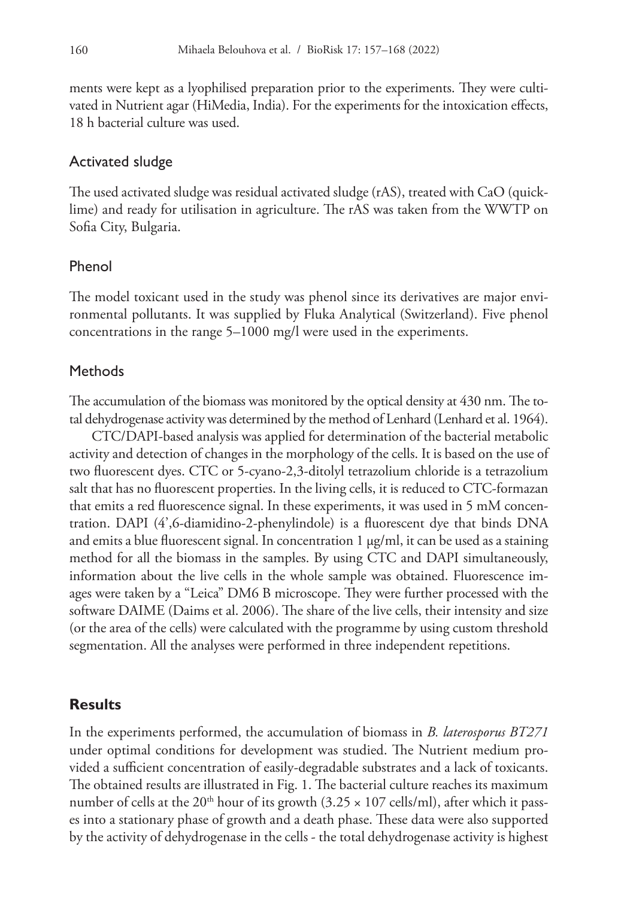ments were kept as a lyophilised preparation prior to the experiments. They were cultivated in Nutrient agar (HiMedia, India). For the experiments for the intoxication effects, 18 h bacterial culture was used.

### Activated sludge

The used activated sludge was residual activated sludge (rAS), treated with CaO (quicklime) and ready for utilisation in agriculture. The rAS was taken from the WWTP on Sofia City, Bulgaria.

### Phenol

The model toxicant used in the study was phenol since its derivatives are major environmental pollutants. It was supplied by Fluka Analytical (Switzerland). Five phenol concentrations in the range 5–1000 mg/l were used in the experiments.

### Methods

The accumulation of the biomass was monitored by the optical density at 430 nm. The total dehydrogenase activity was determined by the method of Lenhard (Lenhard et al. 1964).

CTC/DAPI-based analysis was applied for determination of the bacterial metabolic activity and detection of changes in the morphology of the cells. It is based on the use of two fluorescent dyes. CTC or 5-cyano-2,3-ditolyl tetrazolium chloride is a tetrazolium salt that has no fluorescent properties. In the living cells, it is reduced to CTC-formazan that emits a red fluorescence signal. In these experiments, it was used in 5 mM concentration. DAPI (4',6-diamidino-2-phenylindole) is a fluorescent dye that binds DNA and emits a blue fluorescent signal. In concentration 1 μg/ml, it can be used as a staining method for all the biomass in the samples. By using CTC and DAPI simultaneously, information about the live cells in the whole sample was obtained. Fluorescence images were taken by a "Leica" DM6 B microscope. They were further processed with the software DAIME (Daims et al. 2006). The share of the live cells, their intensity and size (or the area of the cells) were calculated with the programme by using custom threshold segmentation. All the analyses were performed in three independent repetitions.

## Results

In the experiments performed, the accumulation of biomass in *B. laterosporus BT271* under optimal conditions for development was studied. The Nutrient medium provided a sufficient concentration of easily-degradable substrates and a lack of toxicants. The obtained results are illustrated in Fig. 1. The bacterial culture reaches its maximum number of cells at the 20$^{th}$ hour of its growth ($3.25 \times 107$ cells/ml), after which it passes into a stationary phase of growth and a death phase. These data were also supported by the activity of dehydrogenase in the cells - the total dehydrogenase activity is highest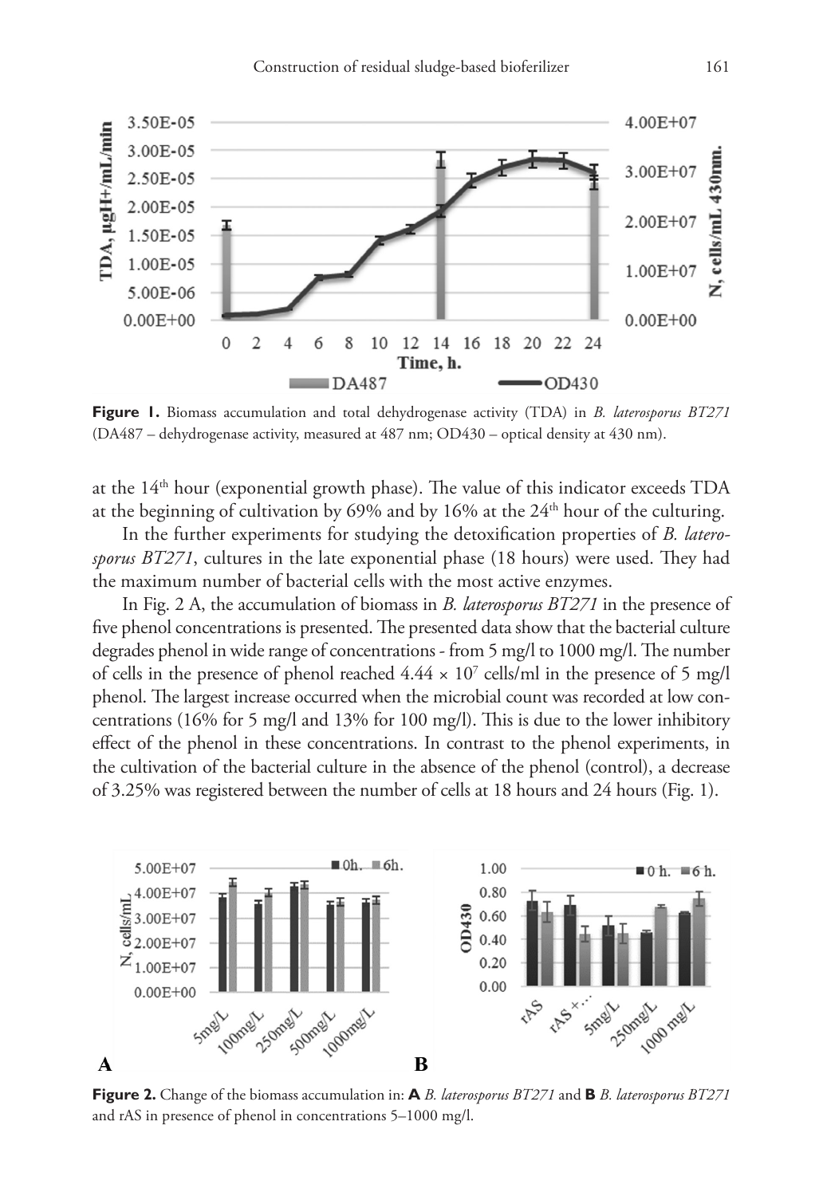**Figure 1.** Biomass accumulation and total dehydrogenase activity (TDA) in *B. laterosporus BT271* (DA487 – dehydrogenase activity, measured at 487 nm; OD430 – optical density at 430 nm).

at the 14th hour (exponential growth phase). The value of this indicator exceeds TDA at the beginning of cultivation by 69% and by 16% at the 24th hour of the culturing.

In the further experiments for studying the detoxification properties of *B. laterosporus BT271*, cultures in the late exponential phase (18 hours) were used. They had the maximum number of bacterial cells with the most active enzymes.

In Fig. 2 A, the accumulation of biomass in *B. laterosporus BT271* in the presence of five phenol concentrations is presented. The presented data show that the bacterial culture degrades phenol in wide range of concentrations - from 5 mg/l to 1000 mg/l. The number of cells in the presence of phenol reached $4.44 \times 10^7$ cells/ml in the presence of 5 mg/l phenol. The largest increase occurred when the microbial count was recorded at low concentrations (16% for 5 mg/l and 13% for 100 mg/l). This is due to the lower inhibitory effect of the phenol in these concentrations. In contrast to the phenol experiments, in the cultivation of the bacterial culture in the absence of the phenol (control), a decrease of 3.25% was registered between the number of cells at 18 hours and 24 hours (Fig. 1).

**Figure 2.** Change of the biomass accumulation in: **A** *B. laterosporus BT271* and **B** *B. laterosporus BT271* and rAS in presence of phenol in concentrations 5–1000 mg/l.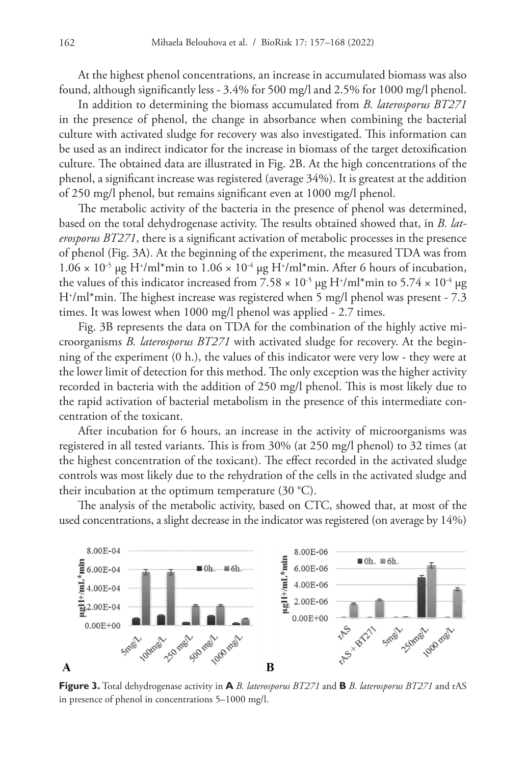At the highest phenol concentrations, an increase in accumulated biomass was also found, although significantly less - 3.4% for 500 mg/l and 2.5% for 1000 mg/l phenol.

In addition to determining the biomass accumulated from *B. laterosporus BT271* in the presence of phenol, the change in absorbance when combining the bacterial culture with activated sludge for recovery was also investigated. This information can be used as an indirect indicator for the increase in biomass of the target detoxification culture. The obtained data are illustrated in Fig. 2B. At the high concentrations of the phenol, a significant increase was registered (average 34%). It is greatest at the addition of 250 mg/l phenol, but remains significant even at 1000 mg/l phenol.

The metabolic activity of the bacteria in the presence of phenol was determined, based on the total dehydrogenase activity. The results obtained showed that, in *B. laterosporus BT271*, there is a significant activation of metabolic processes in the presence of phenol (Fig. 3A). At the beginning of the experiment, the measured TDA was from $1.06 \times 10^{-5}$ μg $H^+$/ml*min to $1.06 \times 10^{-4}$ μg $H^+$/ml*min. After 6 hours of incubation, the values of this indicator increased from $7.58 \times 10^{-5}$ μg $H^+$/ml*min to $5.74 \times 10^{-4}$ μg $H^+$/ml*min. The highest increase was registered when 5 mg/l phenol was present - 7.3 times. It was lowest when 1000 mg/l phenol was applied - 2.7 times.

Fig. 3B represents the data on TDA for the combination of the highly active microorganisms *B. laterosporus BT271* with activated sludge for recovery. At the beginning of the experiment (0 h.), the values of this indicator were very low - they were at the lower limit of detection for this method. The only exception was the higher activity recorded in bacteria with the addition of 250 mg/l phenol. This is most likely due to the rapid activation of bacterial metabolism in the presence of this intermediate concentration of the toxicant.

After incubation for 6 hours, an increase in the activity of microorganisms was registered in all tested variants. This is from 30% (at 250 mg/l phenol) to 32 times (at the highest concentration of the toxicant). The effect recorded in the activated sludge controls was most likely due to the rehydration of the cells in the activated sludge and their incubation at the optimum temperature (30 °C).

The analysis of the metabolic activity, based on CTC, showed that, at most of the used concentrations, a slight decrease in the indicator was registered (on average by 14%)

**Figure 3.** Total dehydrogenase activity in **A** *B. laterosporus BT271* and **B** *B. laterosporus BT271* and rAS in presence of phenol in concentrations 5–1000 mg/l.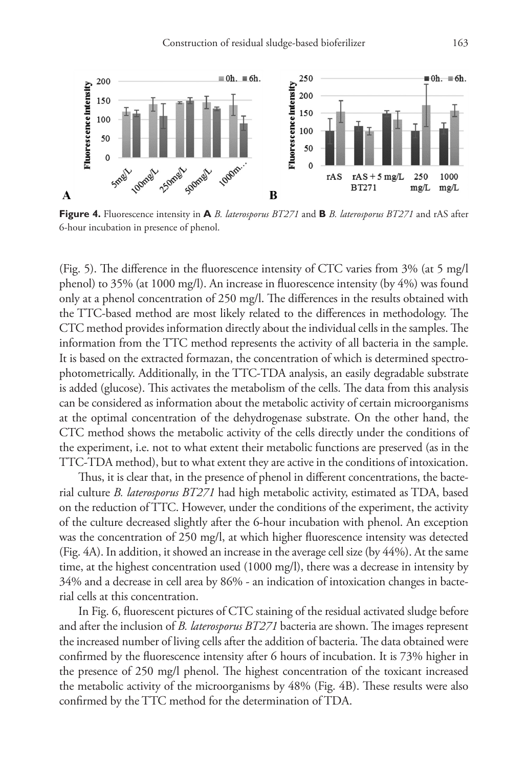**Figure 4.** Fluorescence intensity in **A** *B. laterosporus BT271* and **B** *B. laterosporus BT271* and rAS after 6-hour incubation in presence of phenol.

(Fig. 5). The difference in the fluorescence intensity of CTC varies from 3% (at 5 mg/l phenol) to 35% (at 1000 mg/l). An increase in fluorescence intensity (by 4%) was found only at a phenol concentration of 250 mg/l. The differences in the results obtained with the TTC-based method are most likely related to the differences in methodology. The CTC method provides information directly about the individual cells in the samples. The information from the TTC method represents the activity of all bacteria in the sample. It is based on the extracted formazan, the concentration of which is determined spectrophotometrically. Additionally, in the TTC-TDA analysis, an easily degradable substrate is added (glucose). This activates the metabolism of the cells. The data from this analysis can be considered as information about the metabolic activity of certain microorganisms at the optimal concentration of the dehydrogenase substrate. On the other hand, the CTC method shows the metabolic activity of the cells directly under the conditions of the experiment, i.e. not to what extent their metabolic functions are preserved (as in the TTC-TDA method), but to what extent they are active in the conditions of intoxication.

Thus, it is clear that, in the presence of phenol in different concentrations, the bacterial culture *B. laterosporus BT271* had high metabolic activity, estimated as TDA, based on the reduction of TTC. However, under the conditions of the experiment, the activity of the culture decreased slightly after the 6-hour incubation with phenol. An exception was the concentration of 250 mg/l, at which higher fluorescence intensity was detected (Fig. 4A). In addition, it showed an increase in the average cell size (by 44%). At the same time, at the highest concentration used (1000 mg/l), there was a decrease in intensity by 34% and a decrease in cell area by 86% - an indication of intoxication changes in bacterial cells at this concentration.

In Fig. 6, fluorescent pictures of CTC staining of the residual activated sludge before and after the inclusion of *B. laterosporus BT271* bacteria are shown. The images represent the increased number of living cells after the addition of bacteria. The data obtained were confirmed by the fluorescence intensity after 6 hours of incubation. It is 73% higher in the presence of 250 mg/l phenol. The highest concentration of the toxicant increased the metabolic activity of the microorganisms by 48% (Fig. 4B). These results were also confirmed by the TTC method for the determination of TDA.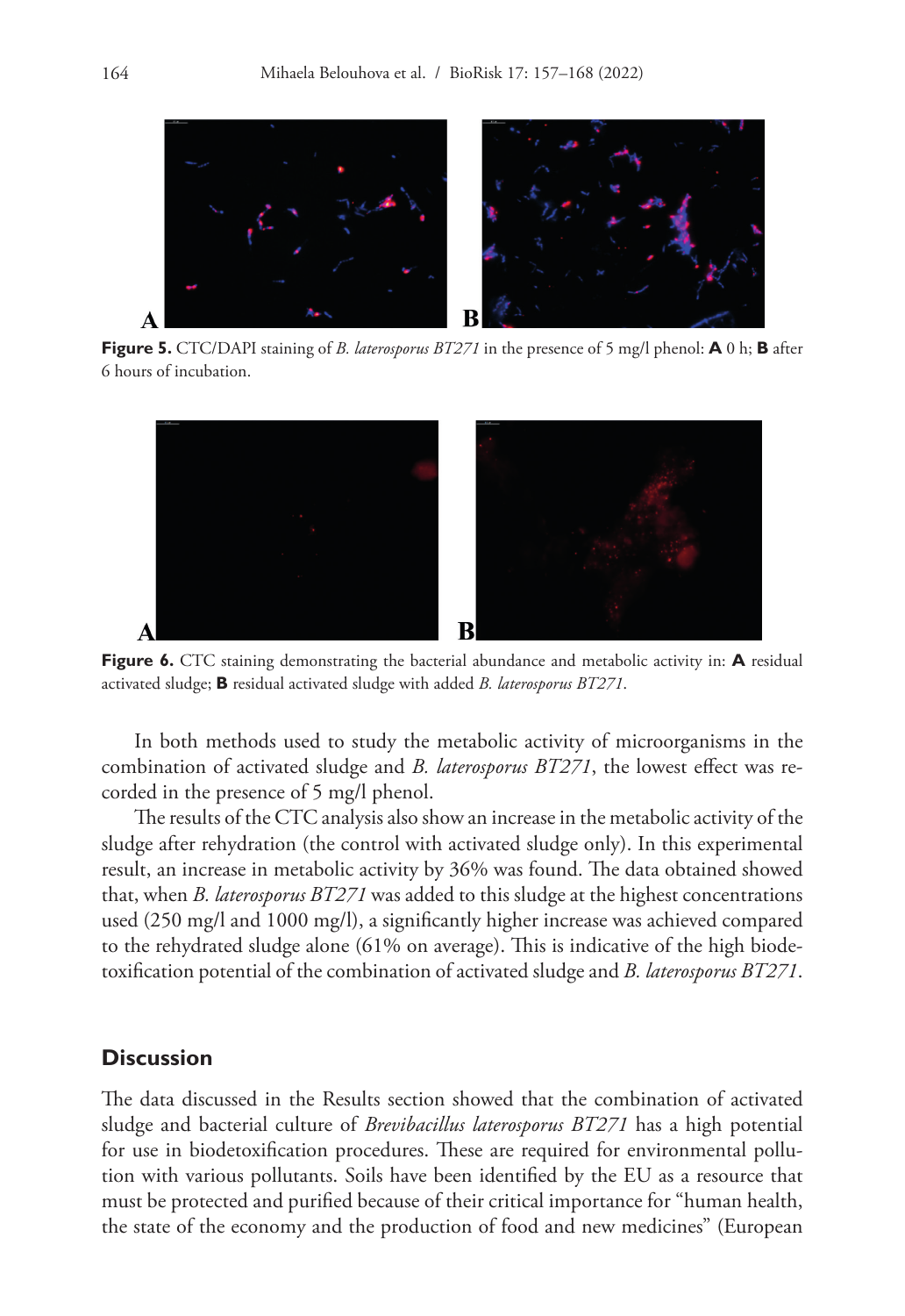**Figure 5.** CTC/DAPI staining of *B. laterosporus BT271* in the presence of 5 mg/l phenol: **A** 0 h; **B** after 6 hours of incubation.

**Figure 6.** CTC staining demonstrating the bacterial abundance and metabolic activity in: **A** residual activated sludge; **B** residual activated sludge with added *B. laterosporus BT271*.

In both methods used to study the metabolic activity of microorganisms in the combination of activated sludge and *B. laterosporus BT271*, the lowest effect was recorded in the presence of 5 mg/l phenol.

The results of the CTC analysis also show an increase in the metabolic activity of the sludge after rehydration (the control with activated sludge only). In this experimental result, an increase in metabolic activity by 36% was found. The data obtained showed that, when *B. laterosporus BT271* was added to this sludge at the highest concentrations used (250 mg/l and 1000 mg/l), a significantly higher increase was achieved compared to the rehydrated sludge alone (61% on average). This is indicative of the high biodetoxification potential of the combination of activated sludge and *B. laterosporus BT271*.

## Discussion

The data discussed in the Results section showed that the combination of activated sludge and bacterial culture of *Brevibacillus laterosporus BT271* has a high potential for use in biodetoxification procedures. These are required for environmental pollution with various pollutants. Soils have been identified by the EU as a resource that must be protected and purified because of their critical importance for "human health, the state of the economy and the production of food and new medicines" (European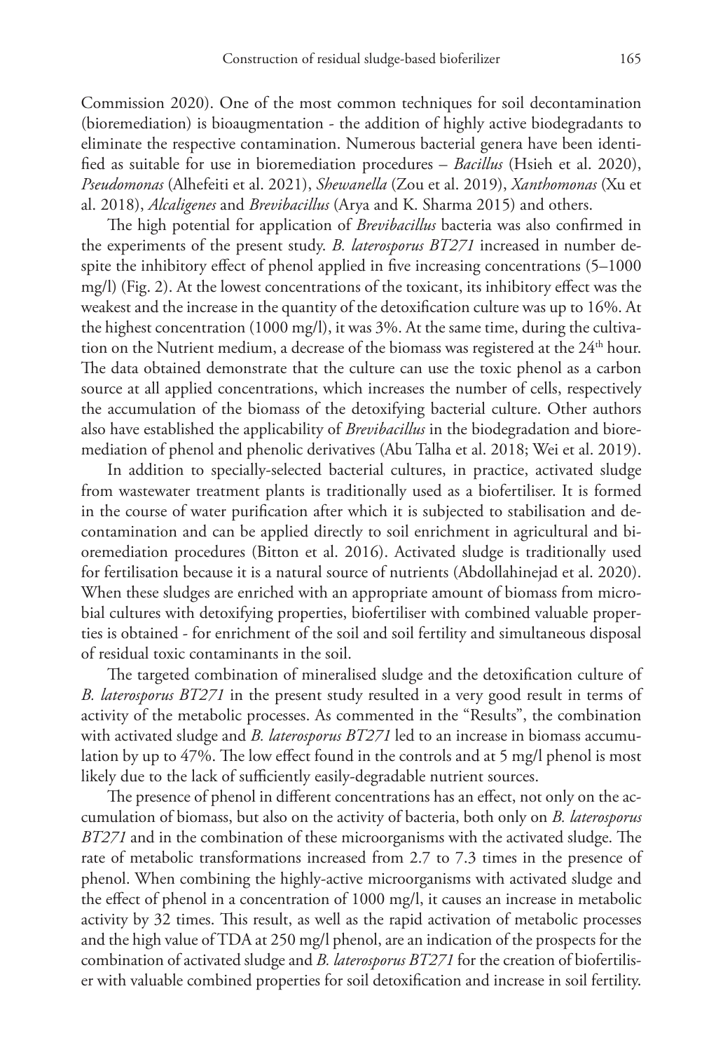Commission 2020). One of the most common techniques for soil decontamination (bioremediation) is bioaugmentation - the addition of highly active biodegradants to eliminate the respective contamination. Numerous bacterial genera have been identified as suitable for use in bioremediation procedures – *Bacillus* (Hsieh et al. 2020), *Pseudomonas* (Alhefeiti et al. 2021), *Shewanella* (Zou et al. 2019), *Xanthomonas* (Xu et al. 2018), *Alcaligenes* and *Brevibacillus* (Arya and K. Sharma 2015) and others.

The high potential for application of *Brevibacillus* bacteria was also confirmed in the experiments of the present study. *B. laterosporus BT271* increased in number despite the inhibitory effect of phenol applied in five increasing concentrations (5–1000 mg/l) (Fig. 2). At the lowest concentrations of the toxicant, its inhibitory effect was the weakest and the increase in the quantity of the detoxification culture was up to 16%. At the highest concentration (1000 mg/l), it was 3%. At the same time, during the cultivation on the Nutrient medium, a decrease of the biomass was registered at the 24th hour. The data obtained demonstrate that the culture can use the toxic phenol as a carbon source at all applied concentrations, which increases the number of cells, respectively the accumulation of the biomass of the detoxifying bacterial culture. Other authors also have established the applicability of *Brevibacillus* in the biodegradation and bioremediation of phenol and phenolic derivatives (Abu Talha et al. 2018; Wei et al. 2019).

In addition to specially-selected bacterial cultures, in practice, activated sludge from wastewater treatment plants is traditionally used as a biofertiliser. It is formed in the course of water purification after which it is subjected to stabilisation and decontamination and can be applied directly to soil enrichment in agricultural and bioremediation procedures (Bitton et al. 2016). Activated sludge is traditionally used for fertilisation because it is a natural source of nutrients (Abdollahinejad et al. 2020). When these sludges are enriched with an appropriate amount of biomass from microbial cultures with detoxifying properties, biofertiliser with combined valuable properties is obtained - for enrichment of the soil and soil fertility and simultaneous disposal of residual toxic contaminants in the soil.

The targeted combination of mineralised sludge and the detoxification culture of *B. laterosporus BT271* in the present study resulted in a very good result in terms of activity of the metabolic processes. As commented in the "Results", the combination with activated sludge and *B. laterosporus BT271* led to an increase in biomass accumulation by up to 47%. The low effect found in the controls and at 5 mg/l phenol is most likely due to the lack of sufficiently easily-degradable nutrient sources.

The presence of phenol in different concentrations has an effect, not only on the accumulation of biomass, but also on the activity of bacteria, both only on *B. laterosporus BT271* and in the combination of these microorganisms with the activated sludge. The rate of metabolic transformations increased from 2.7 to 7.3 times in the presence of phenol. When combining the highly-active microorganisms with activated sludge and the effect of phenol in a concentration of 1000 mg/l, it causes an increase in metabolic activity by 32 times. This result, as well as the rapid activation of metabolic processes and the high value of TDA at 250 mg/l phenol, are an indication of the prospects for the combination of activated sludge and *B. laterosporus BT271* for the creation of biofertiliser with valuable combined properties for soil detoxification and increase in soil fertility.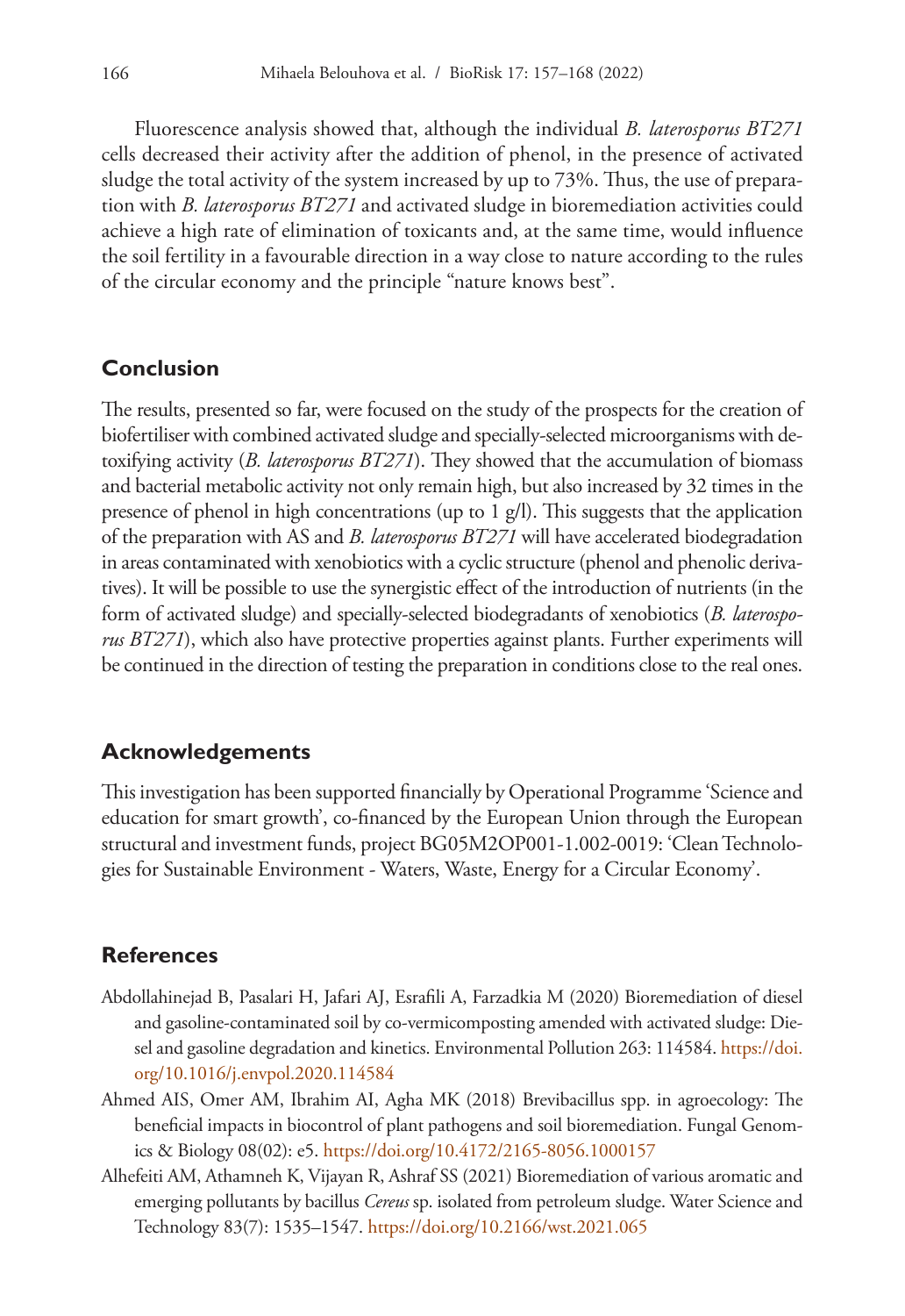Fluorescence analysis showed that, although the individual *B. laterosporus BT271* cells decreased their activity after the addition of phenol, in the presence of activated sludge the total activity of the system increased by up to 73%. Thus, the use of preparation with *B. laterosporus BT271* and activated sludge in bioremediation activities could achieve a high rate of elimination of toxicants and, at the same time, would influence the soil fertility in a favourable direction in a way close to nature according to the rules of the circular economy and the principle "nature knows best".

## Conclusion

The results, presented so far, were focused on the study of the prospects for the creation of biofertiliser with combined activated sludge and specially-selected microorganisms with detoxifying activity (*B. laterosporus BT271*). They showed that the accumulation of biomass and bacterial metabolic activity not only remain high, but also increased by 32 times in the presence of phenol in high concentrations (up to 1 g/l). This suggests that the application of the preparation with AS and *B. laterosporus BT271* will have accelerated biodegradation in areas contaminated with xenobiotics with a cyclic structure (phenol and phenolic derivatives). It will be possible to use the synergistic effect of the introduction of nutrients (in the form of activated sludge) and specially-selected biodegradants of xenobiotics (*B. laterosporus BT271*), which also have protective properties against plants. Further experiments will be continued in the direction of testing the preparation in conditions close to the real ones.

## Acknowledgements

This investigation has been supported financially by Operational Programme 'Science and education for smart growth', co-financed by the European Union through the European structural and investment funds, project BG05M2OP001-1.002-0019: 'Clean Technologies for Sustainable Environment - Waters, Waste, Energy for a Circular Economy'.

## References

- Abdollahinejad B, Pasalari H, Jafari AJ, Esrafili A, Farzadkia M (2020) Bioremediation of diesel and gasoline-contaminated soil by co-vermicomposting amended with activated sludge: Diesel and gasoline degradation and kinetics. Environmental Pollution 263: 114584. https://doi.org/10.1016/j.envpol.2020.114584
- Ahmed AIS, Omer AM, Ibrahim AI, Agha MK (2018) Brevibacillus spp. in agroecology: The beneficial impacts in biocontrol of plant pathogens and soil bioremediation. Fungal Genomics & Biology 08(02): e5. https://doi.org/10.4172/2165-8056.1000157
- Alhefeiti AM, Athamneh K, Vijayan R, Ashraf SS (2021) Bioremediation of various aromatic and emerging pollutants by bacillus *Cereus* sp. isolated from petroleum sludge. Water Science and Technology 83(7): 1535–1547. https://doi.org/10.2166/wst.2021.065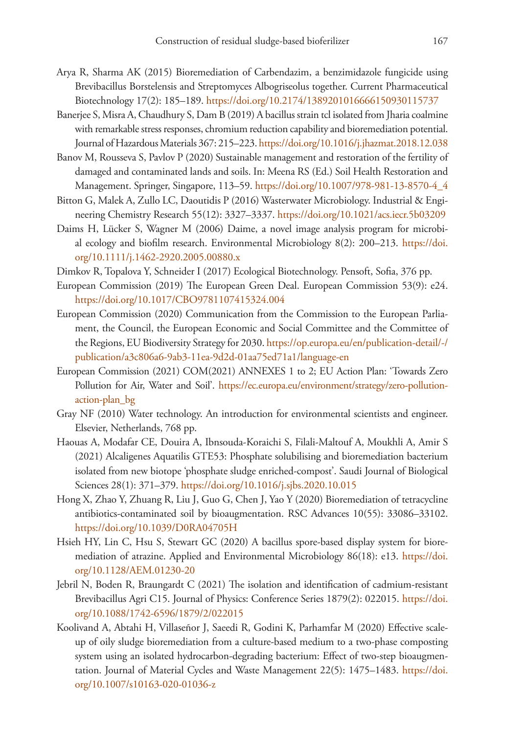Arya R, Sharma AK (2015) Bioremediation of Carbendazim, a benzimidazole fungicide using Brevibacillus Borstelensis and Streptomyces Albogriseolus together. Current Pharmaceutical Biotechnology 17(2): 185–189. https://doi.org/10.2174/1389201016666150930115737

Banerjee S, Misra A, Chaudhury S, Dam B (2019) A bacillus strain tcl isolated from Jharia coalmine with remarkable stress responses, chromium reduction capability and bioremediation potential. Journal of Hazardous Materials 367: 215–223. https://doi.org/10.1016/j.jhazmat.2018.12.038

Banov M, Rousseva S, Pavlov P (2020) Sustainable management and restoration of the fertility of damaged and contaminated lands and soils. In: Meena RS (Ed.) Soil Health Restoration and Management. Springer, Singapore, 113–59. https://doi.org/10.1007/978-981-13-8570-4_4

Bitton G, Malek A, Zullo LC, Daoutidis P (2016) Wasterwater Microbiology. Industrial & Engineering Chemistry Research 55(12): 3327–3337. https://doi.org/10.1021/acs.iecr.5b03209

Daims H, Lücker S, Wagner M (2006) Daime, a novel image analysis program for microbial ecology and biofilm research. Environmental Microbiology 8(2): 200–213. https://doi.org/10.1111/j.1462-2920.2005.00880.x

Dimkov R, Topalova Y, Schneider I (2017) Ecological Biotechnology. Pensoft, Sofia, 376 pp.

European Commission (2019) The European Green Deal. European Commission 53(9): e24. https://doi.org/10.1017/CBO9781107415324.004

European Commission (2020) Communication from the Commission to the European Parliament, the Council, the European Economic and Social Committee and the Committee of the Regions, EU Biodiversity Strategy for 2030. https://op.europa.eu/en/publication-detail/-/publication/a3c806a6-9ab3-11ea-9d2d-01aa75ed71a1/language-en

European Commission (2021) COM(2021) ANNEXES 1 to 2; EU Action Plan: 'Towards Zero Pollution for Air, Water and Soil'. https://ec.europa.eu/environment/strategy/zero-pollution-action-plan_bg

Gray NF (2010) Water technology. An introduction for environmental scientists and engineer. Elsevier, Netherlands, 768 pp.

Haouas A, Modafar CE, Douira A, Ibnsouda-Koraichi S, Filali-Maltouf A, Moukhli A, Amir S (2021) Alcaligenes Aquatilis GTE53: Phosphate solubilising and bioremediation bacterium isolated from new biotope 'phosphate sludge enriched-compost'. Saudi Journal of Biological Sciences 28(1): 371–379. https://doi.org/10.1016/j.sjbs.2020.10.015

Hong X, Zhao Y, Zhuang R, Liu J, Guo G, Chen J, Yao Y (2020) Bioremediation of tetracycline antibiotics-contaminated soil by bioaugmentation. RSC Advances 10(55): 33086–33102. https://doi.org/10.1039/D0RA04705H

Hsieh HY, Lin C, Hsu S, Stewart GC (2020) A bacillus spore-based display system for bioremediation of atrazine. Applied and Environmental Microbiology 86(18): e13. https://doi.org/10.1128/AEM.01230-20

Jebril N, Boden R, Braungardt C (2021) The isolation and identification of cadmium-resistant Brevibacillus Agri C15. Journal of Physics: Conference Series 1879(2): 022015. https://doi.org/10.1088/1742-6596/1879/2/022015

Koolivand A, Abtahi H, Villaseñor J, Saeedi R, Godini K, Parhamfar M (2020) Effective scale-up of oily sludge bioremediation from a culture-based medium to a two-phase composting system using an isolated hydrocarbon-degrading bacterium: Effect of two-step bioaugmentation. Journal of Material Cycles and Waste Management 22(5): 1475–1483. https://doi.org/10.1007/s10163-020-01036-z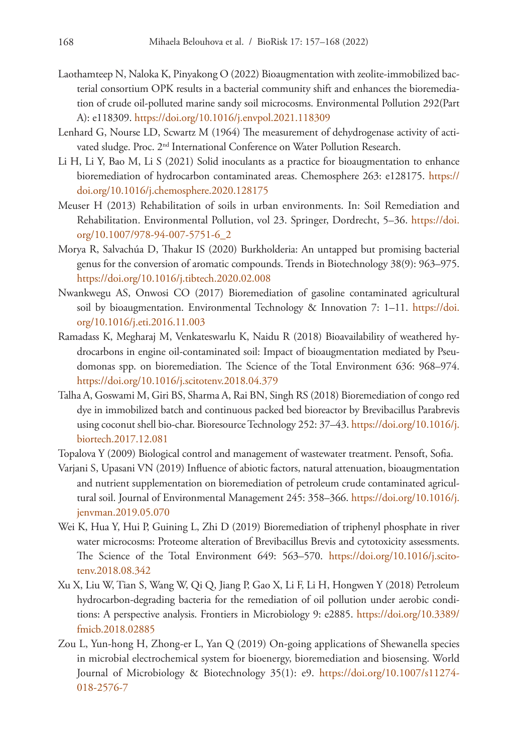Laothamteep N, Naloka K, Pinyakong O (2022) Bioaugmentation with zeolite-immobilized bacterial consortium OPK results in a bacterial community shift and enhances the bioremediation of crude oil-polluted marine sandy soil microcosms. Environmental Pollution 292(Part A): e118309. https://doi.org/10.1016/j.envpol.2021.118309

Lenhard G, Nourse LD, Scwartz M (1964) The measurement of dehydrogenase activity of activated sludge. Proc. 2nd International Conference on Water Pollution Research.

Li H, Li Y, Bao M, Li S (2021) Solid inoculants as a practice for bioaugmentation to enhance bioremediation of hydrocarbon contaminated areas. Chemosphere 263: e128175. https://doi.org/10.1016/j.chemosphere.2020.128175

Meuser H (2013) Rehabilitation of soils in urban environments. In: Soil Remediation and Rehabilitation. Environmental Pollution, vol 23. Springer, Dordrecht, 5–36. https://doi.org/10.1007/978-94-007-5751-6_2

Morya R, Salvachúa D, Thakur IS (2020) Burkholderia: An untapped but promising bacterial genus for the conversion of aromatic compounds. Trends in Biotechnology 38(9): 963–975. https://doi.org/10.1016/j.tibtech.2020.02.008

Nwankwegu AS, Onwosi CO (2017) Bioremediation of gasoline contaminated agricultural soil by bioaugmentation. Environmental Technology & Innovation 7: 1–11. https://doi.org/10.1016/j.eti.2016.11.003

Ramadass K, Megharaj M, Venkateswarlu K, Naidu R (2018) Bioavailability of weathered hydrocarbons in engine oil-contaminated soil: Impact of bioaugmentation mediated by Pseudomonas spp. on bioremediation. The Science of the Total Environment 636: 968–974. https://doi.org/10.1016/j.scitotenv.2018.04.379

Talha A, Goswami M, Giri BS, Sharma A, Rai BN, Singh RS (2018) Bioremediation of congo red dye in immobilized batch and continuous packed bed bioreactor by Brevibacillus Parabrevis using coconut shell bio-char. Bioresource Technology 252: 37–43. https://doi.org/10.1016/j.biortech.2017.12.081

Topalova Y (2009) Biological control and management of wastewater treatment. Pensoft, Sofia.

Varjani S, Upasani VN (2019) Influence of abiotic factors, natural attenuation, bioaugmentation and nutrient supplementation on bioremediation of petroleum crude contaminated agricultural soil. Journal of Environmental Management 245: 358–366. https://doi.org/10.1016/j.jenvman.2019.05.070

Wei K, Hua Y, Hui P, Guining L, Zhi D (2019) Bioremediation of triphenyl phosphate in river water microcosms: Proteome alteration of Brevibacillus Brevis and cytotoxicity assessments. The Science of the Total Environment 649: 563–570. https://doi.org/10.1016/j.scitotenv.2018.08.342

Xu X, Liu W, Tian S, Wang W, Qi Q, Jiang P, Gao X, Li F, Li H, Hongwen Y (2018) Petroleum hydrocarbon-degrading bacteria for the remediation of oil pollution under aerobic conditions: A perspective analysis. Frontiers in Microbiology 9: e2885. https://doi.org/10.3389/fmicb.2018.02885

Zou L, Yun-hong H, Zhong-er L, Yan Q (2019) On-going applications of Shewanella species in microbial electrochemical system for bioenergy, bioremediation and biosensing. World Journal of Microbiology & Biotechnology 35(1): e9. https://doi.org/10.1007/s11274-018-2576-7